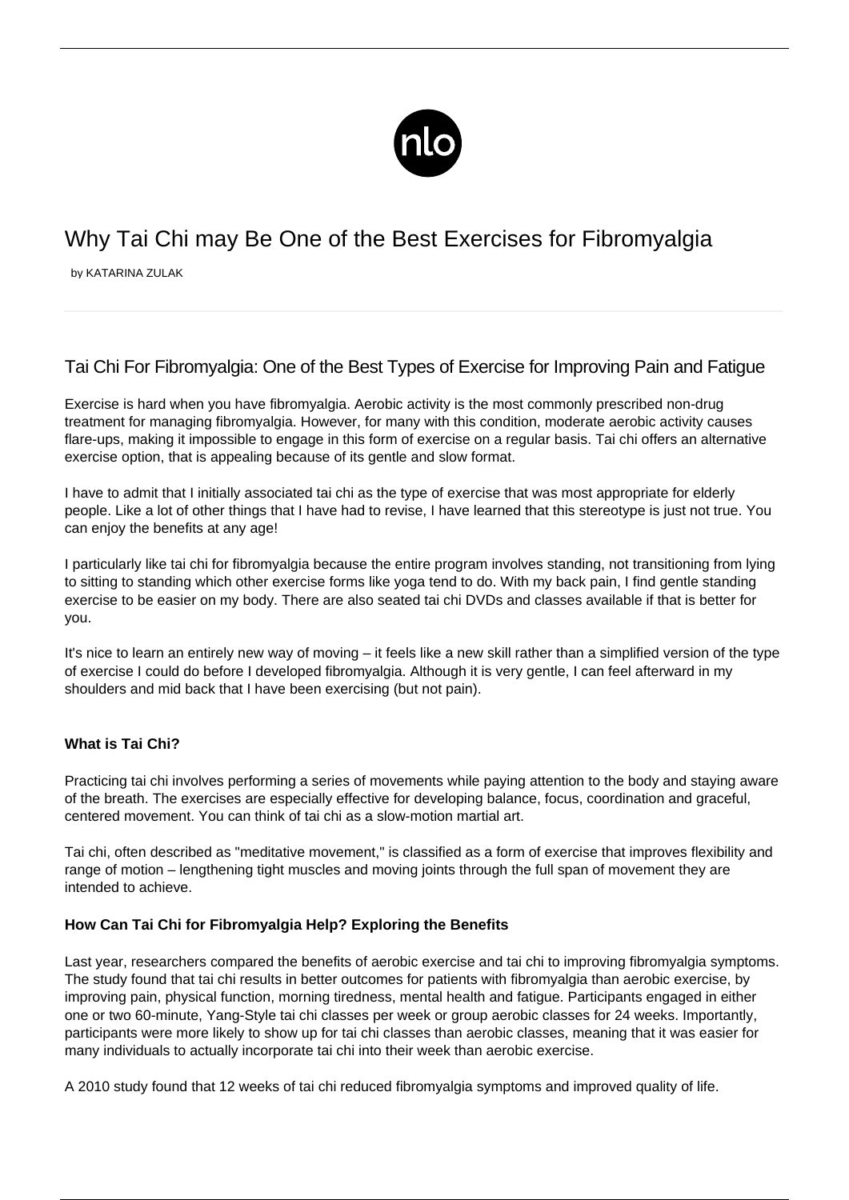# Why Tai Chi may Be One of the Best Exercises for Fibromyalgia

by KATARINA ZULAK

## Tai Chi For Fibromyalgia: One of the Best Types of Exercise for Improving Pain and Fatigue

Exercise is hard when you have fibromyalgia. Aerobic activity is the most commonly prescribed non-drug treatment for managing fibromyalgia. However, for many with this condition, moderate aerobic activity causes flare-ups, making it impossible to engage in this form of exercise on a regular basis. Tai chi offers an alternative exercise option, that is appealing because of its gentle and slow format.

I have to admit that I initially associated tai chi as the type of exercise that was most appropriate for elderly people. Like a lot of other things that I have had to revise, I have learned that this stereotype is just not true. You can enjoy the benefits at any age!

I particularly like tai chi for fibromyalgia because the entire program involves standing, not transitioning from lying to sitting to standing which other exercise forms like yoga tend to do. With my back pain, I find gentle standing exercise to be easier on my body. There are also seated tai chi DVDs and classes available if that is better for you.

It's nice to learn an entirely new way of moving – it feels like a new skill rather than a simplified version of the type of exercise I could do before I developed fibromyalgia. Although it is very gentle, I can feel afterward in my shoulders and mid back that I have been exercising (but not pain).

### What is Tai Chi?

Practicing tai chi involves performing a series of movements while paying attention to the body and staying aware of the breath. The exercises are especially effective for developing balance, focus, coordination and graceful, centered movement. You can think of tai chi as a slow-motion martial art.

Tai chi, often described as "meditative movement," is classified as a form of exercise that improves flexibility and range of motion – lengthening tight muscles and moving joints through the full span of movement they are intended to achieve.

### How Can Tai Chi for Fibromyalgia Help? Exploring the Benefits

Last year, researchers compared the benefits of aerobic exercise and tai chi to improving fibromyalgia symptoms. The study found that tai chi results in better outcomes for patients with fibromyalgia than aerobic exercise, by improving pain, physical function, morning tiredness, mental health and fatigue. Participants engaged in either one or two 60-minute, Yang-Style tai chi classes per week or group aerobic classes for 24 weeks. Importantly, participants were more likely to show up for tai chi classes than aerobic classes, meaning that it was easier for many individuals to actually incorporate tai chi into their week than aerobic exercise.

A 2010 study found that 12 weeks of tai chi reduced fibromyalgia symptoms and improved quality of life.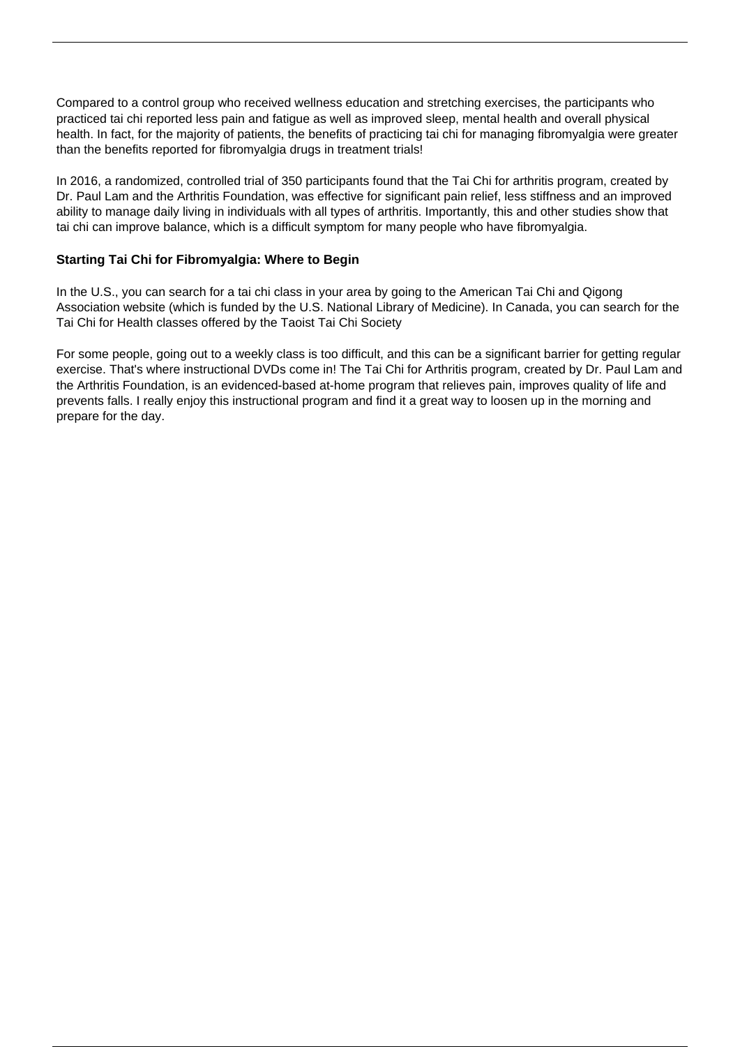Compared to a control group who received wellness education and stretching exercises, the participants who practiced tai chi reported less pain and fatigue as well as improved sleep, mental health and overall physical health. In fact, for the majority of patients, the benefits of practicing tai chi for managing fibromyalgia were greater than the benefits reported for fibromyalgia drugs in treatment trials!

In 2016, a randomized, controlled trial of 350 participants found that the Tai Chi for arthritis program, created by Dr. Paul Lam and the Arthritis Foundation, was effective for significant pain relief, less stiffness and an improved ability to manage daily living in individuals with all types of arthritis. Importantly, this and other studies show that tai chi can improve balance, which is a difficult symptom for many people who have fibromyalgia.

**Starting Tai Chi for Fibromyalgia: Where to Begin**

In the U.S., you can search for a tai chi class in your area by going to the American Tai Chi and Qigong Association website (which is funded by the U.S. National Library of Medicine). In Canada, you can search for the Tai Chi for Health classes offered by the Taoist Tai Chi Society

For some people, going out to a weekly class is too difficult, and this can be a significant barrier for getting regular exercise. That's where instructional DVDs come in! The Tai Chi for Arthritis program, created by Dr. Paul Lam and the Arthritis Foundation, is an evidenced-based at-home program that relieves pain, improves quality of life and prevents falls. I really enjoy this instructional program and find it a great way to loosen up in the morning and prepare for the day.